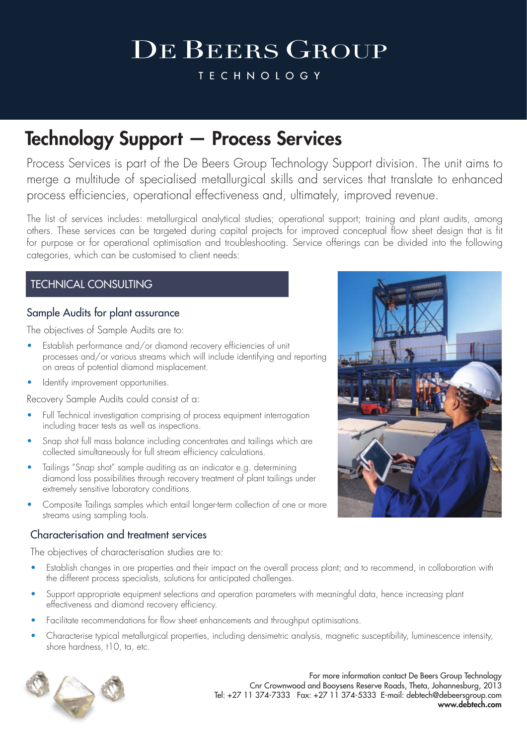# DE BEERS GROUP

TECHNOLOGY

# Technology Support – Process Services

Process Services is part of the De Beers Group Technology Support division. The unit aims to merge a multitude of specialised metallurgical skills and services that translate to enhanced process efficiencies, operational effectiveness and, ultimately, improved revenue.

The list of services includes: metallurgical analytical studies; operational support; training and plant audits, among others. These services can be targeted during capital projects for improved conceptual flow sheet design that is fit for purpose or for operational optimisation and troubleshooting. Service offerings can be divided into the following categories, which can be customised to client needs:

## TECHNICAL CONSULTING

### Sample Audits for plant assurance

The objectives of Sample Audits are to:

- Establish performance and/or diamond recovery efficiencies of unit processes and/or various streams which will include identifying and reporting on areas of potential diamond misplacement.
- Identify improvement opportunities.

Recovery Sample Audits could consist of a:

- Full Technical investigation comprising of process equipment interrogation including tracer tests as well as inspections.
- Snap shot full mass balance including concentrates and tailings which are collected simultaneously for full stream efficiency calculations.
- Tailings "Snap shot" sample auditing as an indicator e.g. determining diamond loss possibilities through recovery treatment of plant tailings under extremely sensitive laboratory conditions.
- Composite Tailings samples which entail longer-term collection of one or more streams using sampling tools.

### Characterisation and treatment services

The objectives of characterisation studies are to:

- Establish changes in ore properties and their impact on the overall process plant; and to recommend, in collaboration with the different process specialists, solutions for anticipated challenges.
- Support appropriate equipment selections and operation parameters with meaningful data, hence increasing plant effectiveness and diamond recovery efficiency.
- Facilitate recommendations for flow sheet enhancements and throughput optimisations.
- Characterise typical metallurgical properties, including densimetric analysis, magnetic susceptibility, luminescence intensity, shore hardness, t10, ta, etc.

For more information contact De Beers Group Technology
Cnr Crownwood and Booysens Reserve Roads, Theta, Johannesburg, 2013
Tel: +27 11 374-7333 Fax: +27 11 374-5333 E-mail: debtech@debeersgroup.com
**www.debtech.com**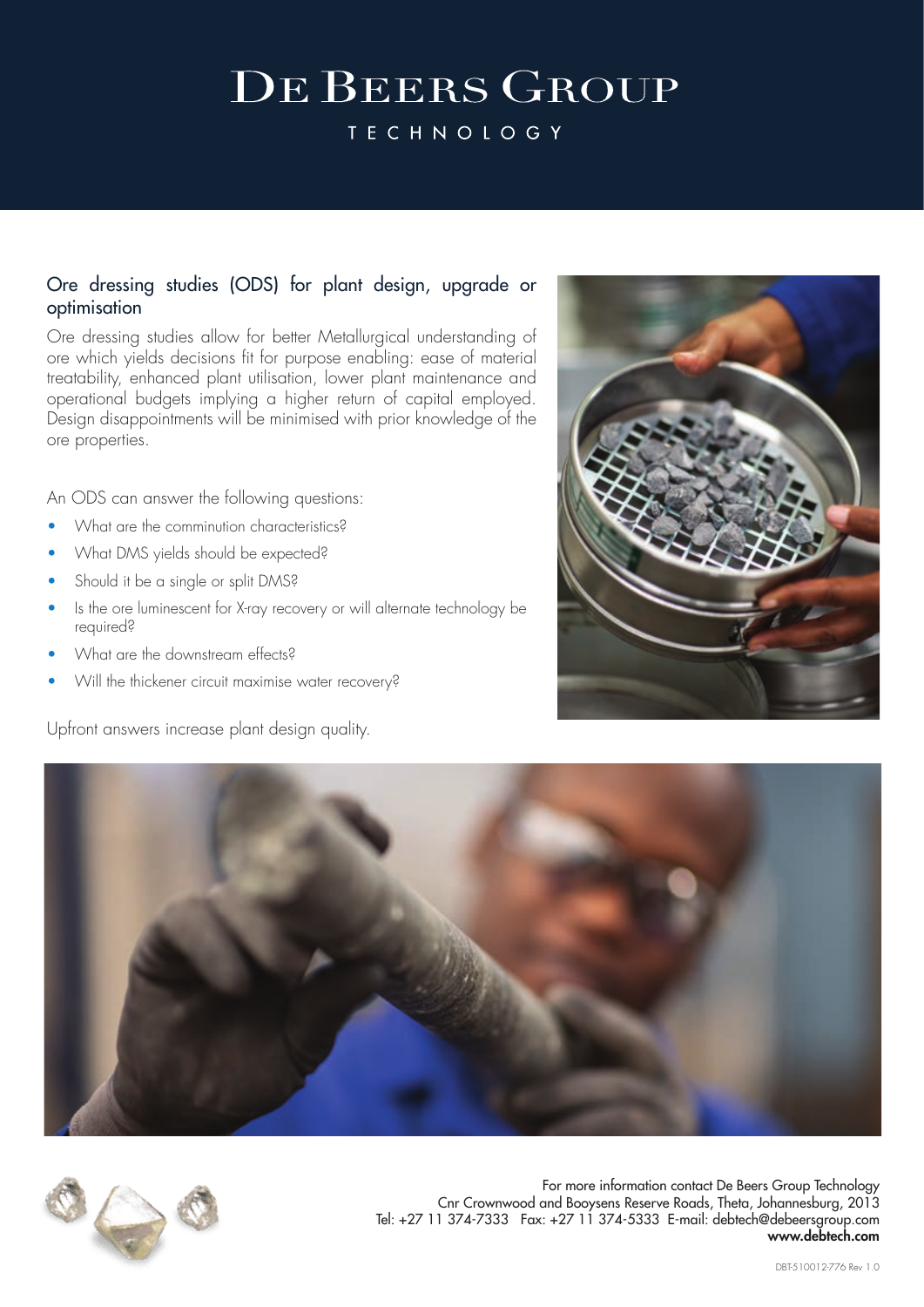# De Beers Group

TECHNOLOGY

## Ore dressing studies (ODS) for plant design, upgrade or optimisation

Ore dressing studies allow for better Metallurgical understanding of ore which yields decisions fit for purpose enabling: ease of material treatability, enhanced plant utilisation, lower plant maintenance and operational budgets implying a higher return of capital employed. Design disappointments will be minimised with prior knowledge of the ore properties.

An ODS can answer the following questions:

- What are the comminution characteristics?
- What DMS yields should be expected?
- Should it be a single or split DMS?
- Is the ore luminescent for X-ray recovery or will alternate technology be required?
- What are the downstream effects?
- Will the thickener circuit maximise water recovery?

Upfront answers increase plant design quality.

For more information contact De Beers Group Technology
Cnr Crownwood and Booysens Reserve Roads, Theta, Johannesburg, 2013
Tel: +27 11 374-7333 Fax: +27 11 374-5333 E-mail: debtech@debeersgroup.com
**www.debtech.com**

DBT-510012-776 Rev 1.0